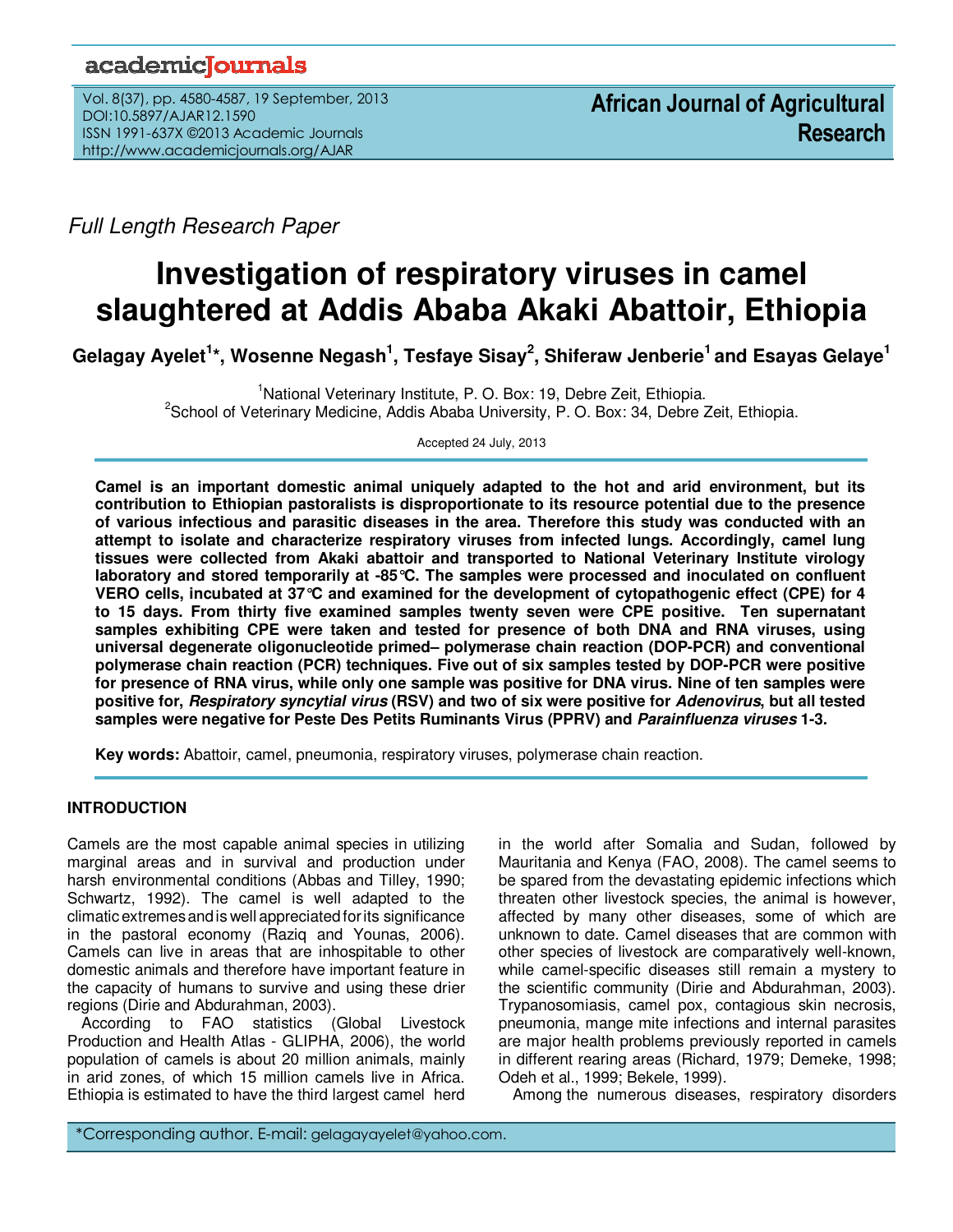*Full Length Research Paper*

# Investigation of respiratory viruses in camel slaughtered at Addis Ababa Akaki Abattoir, Ethiopia

**Gelagay Ayelet[1]*, Wosenne Negash[1], Tesfaye Sisay[2], Shiferaw Jenberie[1] and Esayas Gelaye[1]**

[1]National Veterinary Institute, P. O. Box: 19, Debre Zeit, Ethiopia.
[2]School of Veterinary Medicine, Addis Ababa University, P. O. Box: 34, Debre Zeit, Ethiopia.

Accepted 24 July, 2013

**Camel is an important domestic animal uniquely adapted to the hot and arid environment, but its contribution to Ethiopian pastoralists is disproportionate to its resource potential due to the presence of various infectious and parasitic diseases in the area. Therefore this study was conducted with an attempt to isolate and characterize respiratory viruses from infected lungs. Accordingly, camel lung tissues were collected from Akaki abattoir and transported to National Veterinary Institute virology laboratory and stored temporarily at -85°C. The samples were processed and inoculated on confluent VERO cells, incubated at 37°C and examined for the development of cytopathogenic effect (CPE) for 4 to 15 days. From thirty five examined samples twenty seven were CPE positive. Ten supernatant samples exhibiting CPE were taken and tested for presence of both DNA and RNA viruses, using universal degenerate oligonucleotide primed– polymerase chain reaction (DOP-PCR) and conventional polymerase chain reaction (PCR) techniques. Five out of six samples tested by DOP-PCR were positive for presence of RNA virus, while only one sample was positive for DNA virus. Nine of ten samples were positive for, *Respiratory syncytial virus* (RSV) and two of six were positive for *Adenovirus*, but all tested samples were negative for Peste Des Petits Ruminants Virus (PPRV) and *Parainfluenza viruses* 1-3.**

**Key words:** Abattoir, camel, pneumonia, respiratory viruses, polymerase chain reaction.

## INTRODUCTION

Camels are the most capable animal species in utilizing marginal areas and in survival and production under harsh environmental conditions (Abbas and Tilley, 1990; Schwartz, 1992). The camel is well adapted to the climatic extremes and is well appreciated for its significance in the pastoral economy (Raziq and Younas, 2006). Camels can live in areas that are inhospitable to other domestic animals and therefore have important feature in the capacity of humans to survive and using these drier regions (Dirie and Abdurahman, 2003).

According to FAO statistics (Global Livestock Production and Health Atlas - GLIPHA, 2006), the world population of camels is about 20 million animals, mainly in arid zones, of which 15 million camels live in Africa. Ethiopia is estimated to have the third largest camel herd in the world after Somalia and Sudan, followed by Mauritania and Kenya (FAO, 2008). The camel seems to be spared from the devastating epidemic infections which threaten other livestock species, the animal is however, affected by many other diseases, some of which are unknown to date. Camel diseases that are common with other species of livestock are comparatively well-known, while camel-specific diseases still remain a mystery to the scientific community (Dirie and Abdurahman, 2003). Trypanosomiasis, camel pox, contagious skin necrosis, pneumonia, mange mite infections and internal parasites are major health problems previously reported in camels in different rearing areas (Richard, 1979; Demeke, 1998; Odeh et al., 1999; Bekele, 1999).

Among the numerous diseases, respiratory disorders

*Corresponding author. E-mail: gelagayayelet@yahoo.com.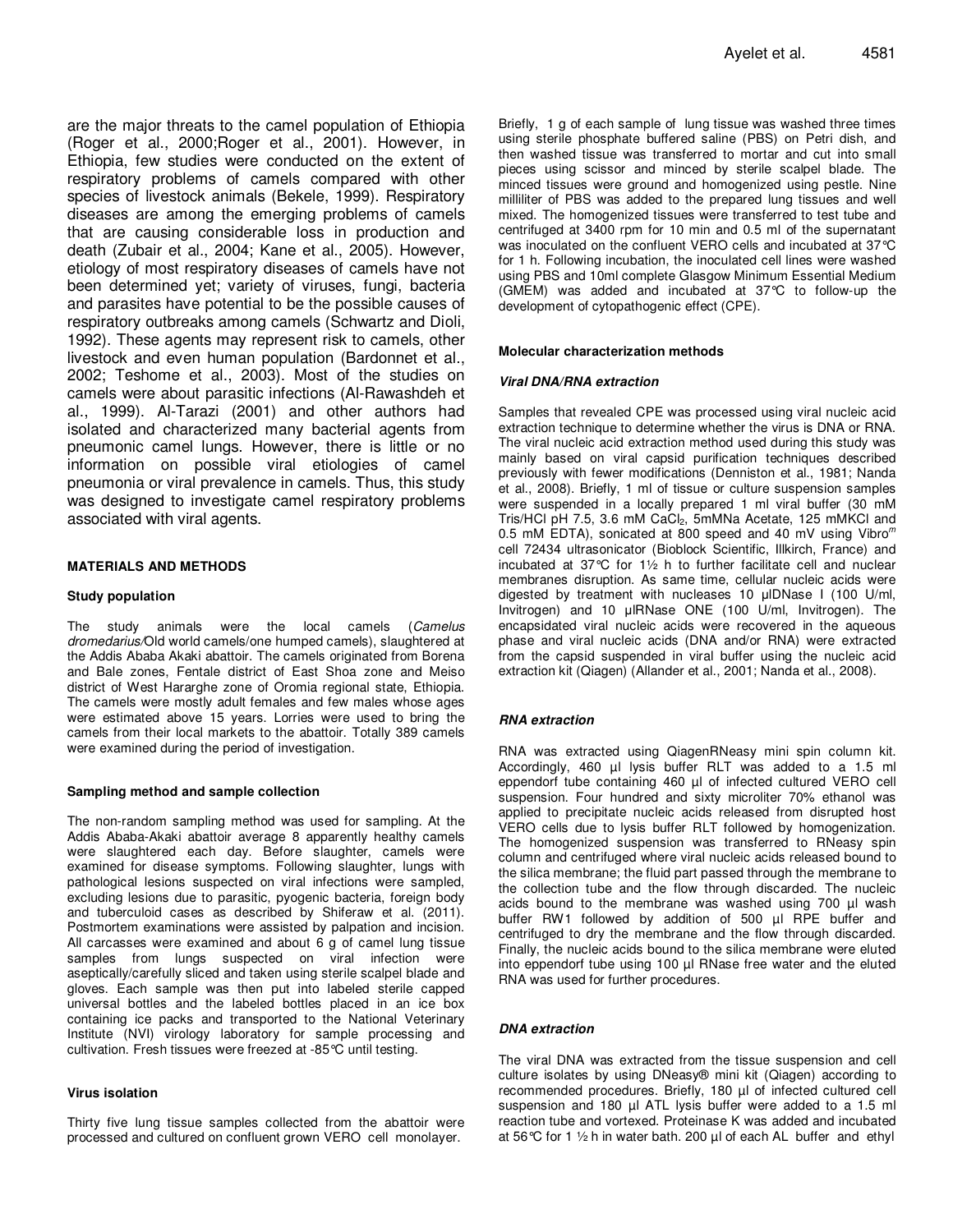are the major threats to the camel population of Ethiopia (Roger et al., 2000;Roger et al., 2001). However, in Ethiopia, few studies were conducted on the extent of respiratory problems of camels compared with other species of livestock animals (Bekele, 1999). Respiratory diseases are among the emerging problems of camels that are causing considerable loss in production and death (Zubair et al., 2004; Kane et al., 2005). However, etiology of most respiratory diseases of camels have not been determined yet; variety of viruses, fungi, bacteria and parasites have potential to be the possible causes of respiratory outbreaks among camels (Schwartz and Dioli, 1992). These agents may represent risk to camels, other livestock and even human population (Bardonnet et al., 2002; Teshome et al., 2003). Most of the studies on camels were about parasitic infections (Al-Rawashdeh et al., 1999). Al-Tarazi (2001) and other authors had isolated and characterized many bacterial agents from pneumonic camel lungs. However, there is little or no information on possible viral etiologies of camel pneumonia or viral prevalence in camels. Thus, this study was designed to investigate camel respiratory problems associated with viral agents.

## MATERIALS AND METHODS

### Study population

The study animals were the local camels (*Camelus dromedarius*/Old world camels/one humped camels), slaughtered at the Addis Ababa Akaki abattoir. The camels originated from Borena and Bale zones, Fentale district of East Shoa zone and Meiso district of West Hararghe zone of Oromia regional state, Ethiopia. The camels were mostly adult females and few males whose ages were estimated above 15 years. Lorries were used to bring the camels from their local markets to the abattoir. Totally 389 camels were examined during the period of investigation.

### Sampling method and sample collection

The non-random sampling method was used for sampling. At the Addis Ababa-Akaki abattoir average 8 apparently healthy camels were slaughtered each day. Before slaughter, camels were examined for disease symptoms. Following slaughter, lungs with pathological lesions suspected on viral infections were sampled, excluding lesions due to parasitic, pyogenic bacteria, foreign body and tuberculoid cases as described by Shiferaw et al. (2011). Postmortem examinations were assisted by palpation and incision. All carcasses were examined and about 6 g of camel lung tissue samples from lungs suspected on viral infection were aseptically/carefully sliced and taken using sterile scalpel blade and gloves. Each sample was then put into labeled sterile capped universal bottles and the labeled bottles placed in an ice box containing ice packs and transported to the National Veterinary Institute (NVI) virology laboratory for sample processing and cultivation. Fresh tissues were freezed at -85°C until testing.

### Virus isolation

Thirty five lung tissue samples collected from the abattoir were processed and cultured on confluent grown VERO cell monolayer. Briefly, 1 g of each sample of lung tissue was washed three times using sterile phosphate buffered saline (PBS) on Petri dish, and then washed tissue was transferred to mortar and cut into small pieces using scissor and minced by sterile scalpel blade. The minced tissues were ground and homogenized using pestle. Nine milliliter of PBS was added to the prepared lung tissues and well mixed. The homogenized tissues were transferred to test tube and centrifuged at 3400 rpm for 10 min and 0.5 ml of the supernatant was inoculated on the confluent VERO cells and incubated at 37°C for 1 h. Following incubation, the inoculated cell lines were washed using PBS and 10ml complete Glasgow Minimum Essential Medium (GMEM) was added and incubated at 37°C to follow-up the development of cytopathogenic effect (CPE).

### Molecular characterization methods

#### *Viral DNA/RNA extraction*

Samples that revealed CPE was processed using viral nucleic acid extraction technique to determine whether the virus is DNA or RNA. The viral nucleic acid extraction method used during this study was mainly based on viral capsid purification techniques described previously with fewer modifications (Denniston et al., 1981; Nanda et al., 2008). Briefly, 1 ml of tissue or culture suspension samples were suspended in a locally prepared 1 ml viral buffer (30 mM Tris/HCl pH 7.5, 3.6 mM $CaCl_2$, 5mMNa Acetate, 125 mMKCl and 0.5 mM EDTA), sonicated at 800 speed and 40 mV using Vibro$^m$ cell 72434 ultrasonicator (Bioblock Scientific, Illkirch, France) and incubated at 37°C for 1½ h to further facilitate cell and nuclear membranes disruption. As same time, cellular nucleic acids were digested by treatment with nucleases 10 µlDNase I (100 U/ml, Invitrogen) and 10 µlRNase ONE (100 U/ml, Invitrogen). The encapsidated viral nucleic acids were recovered in the aqueous phase and viral nucleic acids (DNA and/or RNA) were extracted from the capsid suspended in viral buffer using the nucleic acid extraction kit (Qiagen) (Allander et al., 2001; Nanda et al., 2008).

#### *RNA extraction*

RNA was extracted using QiagenRNeasy mini spin column kit. Accordingly, 460 µl lysis buffer RLT was added to a 1.5 ml eppendorf tube containing 460 µl of infected cultured VERO cell suspension. Four hundred and sixty microliter 70% ethanol was applied to precipitate nucleic acids released from disrupted host VERO cells due to lysis buffer RLT followed by homogenization. The homogenized suspension was transferred to RNeasy spin column and centrifuged where viral nucleic acids released bound to the silica membrane; the fluid part passed through the membrane to the collection tube and the flow through discarded. The nucleic acids bound to the membrane was washed using 700 µl wash buffer RW1 followed by addition of 500 µl RPE buffer and centrifuged to dry the membrane and the flow through discarded. Finally, the nucleic acids bound to the silica membrane were eluted into eppendorf tube using 100 µl RNase free water and the eluted RNA was used for further procedures.

#### *DNA extraction*

The viral DNA was extracted from the tissue suspension and cell culture isolates by using DNeasy® mini kit (Qiagen) according to recommended procedures. Briefly, 180 µl of infected cultured cell suspension and 180 µl ATL lysis buffer were added to a 1.5 ml reaction tube and vortexed. Proteinase K was added and incubated at 56°C for 1 ½ h in water bath. 200 µl of each AL buffer and ethyl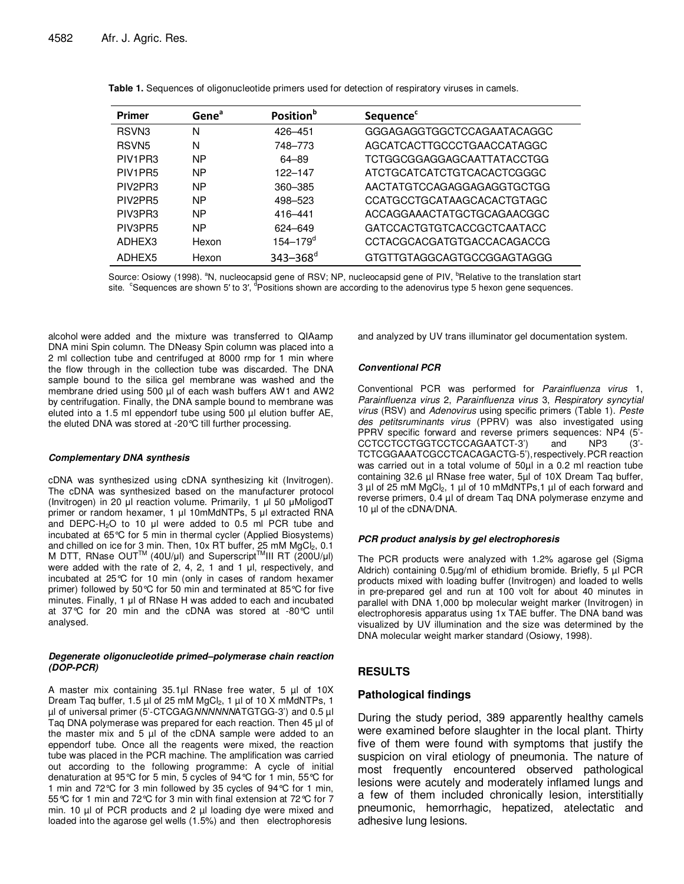**Table 1.** Sequences of oligonucleotide primers used for detection of respiratory viruses in camels.

| Primer | Gene[a] | Position[b] | Sequence[c] |
|---|---|---|---|
| RSVN3 | N | 426–451 | GGGAGAGGTGGCTCCAGAATACAGGC |
| RSVN5 | N | 748–773 | AGCATCACTTGCCCTGAACCATAGGC |
| PIV1PR3 | NP | 64–89 | TCTGGCGGAGGAGCAATTATACCTGG |
| PIV1PR5 | NP | 122–147 | ATCTGCATCATCTGTCACACTCGGGC |
| PIV2PR3 | NP | 360–385 | AACTATGTCCAGAGGAGAGGTGCTGG |
| PIV2PR5 | NP | 498–523 | CCATGCCTGCATAAGCACACTGTAGC |
| PIV3PR3 | NP | 416–441 | ACCAGGAAACTATGCTGCAGAACGGC |
| PIV3PR5 | NP | 624–649 | GATCCACTGTGTCACCGCTCAATACC |
| ADHEX3 | Hexon | 154–179[d] | CCTACGCACGATGTGACCACAGACCG |
| ADHEX5 | Hexon | 343–368[d] | GTGTTGTAGGCAGTGCCGGAGTAGGG |

Source: Osiowy (1998). [a]N, nucleocapsid gene of RSV; NP, nucleocapsid gene of PIV, [b]Relative to the translation start site. [c]Sequences are shown 5′ to 3′, [d]Positions shown are according to the adenovirus type 5 hexon gene sequences.

alcohol were added and the mixture was transferred to QIAamp DNA mini Spin column. The DNeasy Spin column was placed into a 2 ml collection tube and centrifuged at 8000 rmp for 1 min where the flow through in the collection tube was discarded. The DNA sample bound to the silica gel membrane was washed and the membrane dried using 500 µl of each wash buffers AW1 and AW2 by centrifugation. Finally, the DNA sample bound to membrane was eluted into a 1.5 ml eppendorf tube using 500 µl elution buffer AE, the eluted DNA was stored at -20°C till further processing.

#### *Complementary DNA synthesis*

cDNA was synthesized using cDNA synthesizing kit (Invitrogen). The cDNA was synthesized based on the manufacturer protocol (Invitrogen) in 20 µl reaction volume. Primarily, 1 µl 50 µMoligodT primer or random hexamer, 1 µl 10mMdNTPs, 5 µl extracted RNA and DEPC-$H_2O$ to 10 µl were added to 0.5 ml PCR tube and incubated at 65°C for 5 min in thermal cycler (Applied Biosystems) and chilled on ice for 3 min. Then, 10x RT buffer, 25 mM $MgCl_2$, 0.1 M DTT, RNase OUT™ (40U/µl) and Superscript™III RT (200U/µl) were added with the rate of 2, 4, 2, 1 and 1 µl, respectively, and incubated at 25°C for 10 min (only in cases of random hexamer primer) followed by 50°C for 50 min and terminated at 85°C for five minutes. Finally, 1 µl of RNase H was added to each and incubated at 37°C for 20 min and the cDNA was stored at -80°C until analysed.

#### *Degenerate oligonucleotide primed–polymerase chain reaction (DOP-PCR)*

A master mix containing 35.1µl RNase free water, 5 µl of 10X Dream Taq buffer, 1.5 µl of 25 mM $MgCl_2$, 1 µl of 10 X mMdNTPs, 1 µl of universal primer (5′-CTCGAG*NNNNNN*ATGTGG-3′) and 0.5 µl Taq DNA polymerase was prepared for each reaction. Then 45 µl of the master mix and 5 µl of the cDNA sample were added to an eppendorf tube. Once all the reagents were mixed, the reaction tube was placed in the PCR machine. The amplification was carried out according to the following programme: A cycle of initial denaturation at 95°C for 5 min, 5 cycles of 94°C for 1 min, 55°C for 1 min and 72°C for 3 min followed by 35 cycles of 94°C for 1 min, 55°C for 1 min and 72°C for 3 min with final extension at 72°C for 7 min. 10 µl of PCR products and 2 µl loading dye were mixed and loaded into the agarose gel wells (1.5%) and then electrophoresis and analyzed by UV trans illuminator gel documentation system.

#### *Conventional PCR*

Conventional PCR was performed for *Parainfluenza virus* 1, *Parainfluenza virus* 2, *Parainfluenza virus* 3, *Respiratory syncytial virus* (RSV) and *Adenovirus* using specific primers (Table 1). *Peste des petitsruminants virus* (PPRV) was also investigated using PPRV specific forward and reverse primers sequences: NP4 (5′-CCTCCTCCTGGTCCTCCAGAATCT-3′) and NP3 (3′-TCTCGGAAATCGCCTCACAGACTG-5′), respectively. PCR reaction was carried out in a total volume of 50µl in a 0.2 ml reaction tube containing 32.6 µl RNase free water, 5µl of 10X Dream Taq buffer, 3 µl of 25 mM $MgCl_2$, 1 µl of 10 mMdNTPs,1 µl of each forward and reverse primers, 0.4 µl of dream Taq DNA polymerase enzyme and 10 µl of the cDNA/DNA.

#### *PCR product analysis by gel electrophoresis*

The PCR products were analyzed with 1.2% agarose gel (Sigma Aldrich) containing 0.5µg/ml of ethidium bromide. Briefly, 5 µl PCR products mixed with loading buffer (Invitrogen) and loaded to wells in pre-prepared gel and run at 100 volt for about 40 minutes in parallel with DNA 1,000 bp molecular weight marker (Invitrogen) in electrophoresis apparatus using 1x TAE buffer. The DNA band was visualized by UV illumination and the size was determined by the DNA molecular weight marker standard (Osiowy, 1998).

## RESULTS

### Pathological findings

During the study period, 389 apparently healthy camels were examined before slaughter in the local plant. Thirty five of them were found with symptoms that justify the suspicion on viral etiology of pneumonia. The nature of most frequently encountered observed pathological lesions were acutely and moderately inflamed lungs and a few of them included chronically lesion, interstitially pneumonic, hemorrhagic, hepatized, atelectatic and adhesive lung lesions.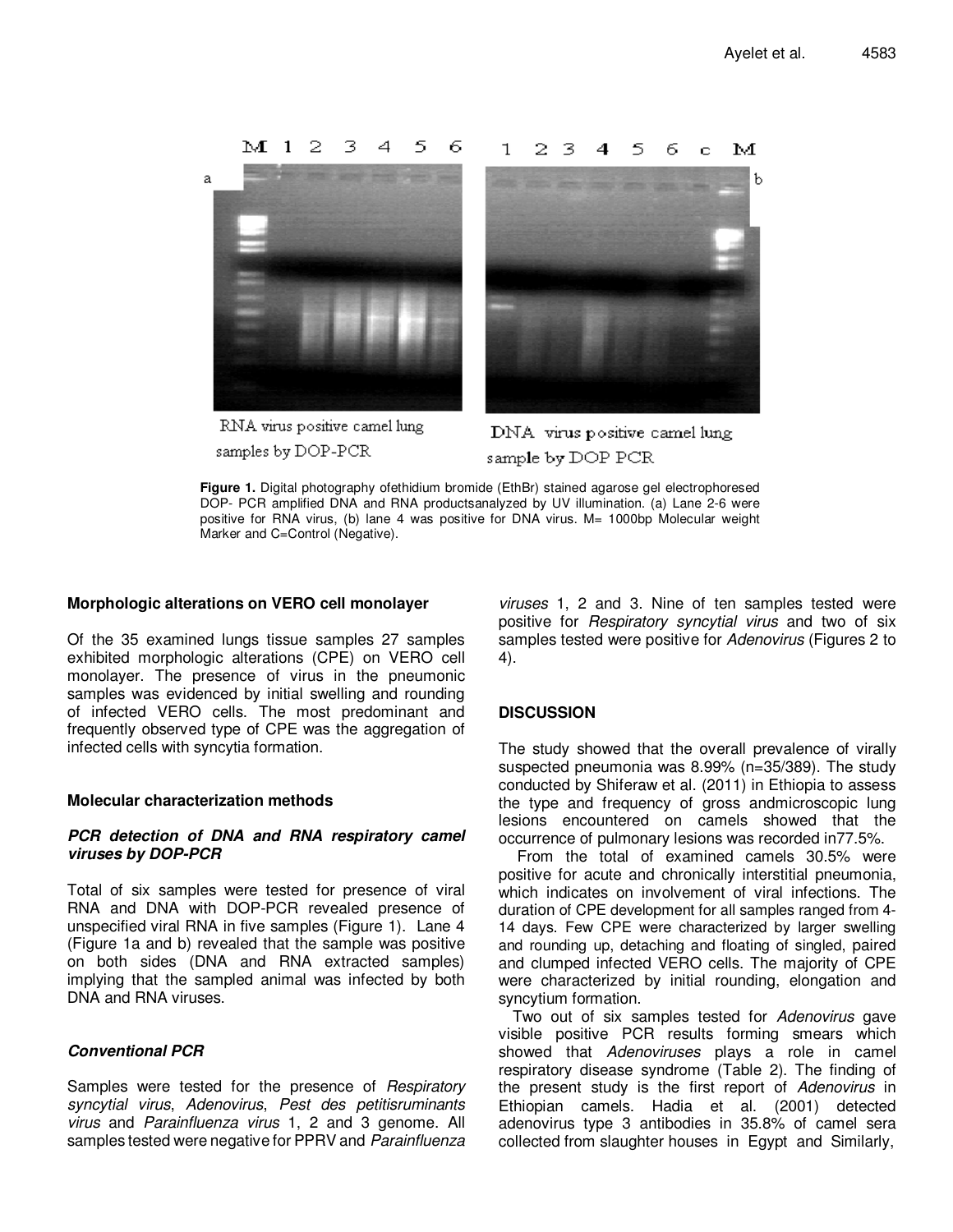RNA virus positive camel lung samples by DOP-PCR

DNA virus positive camel lung sample by DOP PCR

**Figure 1.** Digital photography ofethidium bromide (EthBr) stained agarose gel electrophoresed DOP- PCR amplified DNA and RNA productsanalyzed by UV illumination. (a) Lane 2-6 were positive for RNA virus, (b) lane 4 was positive for DNA virus. M= 1000bp Molecular weight Marker and C=Control (Negative).

### Morphologic alterations on VERO cell monolayer

Of the 35 examined lungs tissue samples 27 samples exhibited morphologic alterations (CPE) on VERO cell monolayer. The presence of virus in the pneumonic samples was evidenced by initial swelling and rounding of infected VERO cells. The most predominant and frequently observed type of CPE was the aggregation of infected cells with syncytia formation.

### Molecular characterization methods

#### *PCR detection of DNA and RNA respiratory camel viruses by DOP-PCR*

Total of six samples were tested for presence of viral RNA and DNA with DOP-PCR revealed presence of unspecified viral RNA in five samples (Figure 1). Lane 4 (Figure 1a and b) revealed that the sample was positive on both sides (DNA and RNA extracted samples) implying that the sampled animal was infected by both DNA and RNA viruses.

#### *Conventional PCR*

Samples were tested for the presence of *Respiratory syncytial virus*, *Adenovirus*, *Pest des petitisruminants virus* and *Parainfluenza virus* 1, 2 and 3 genome. All samples tested were negative for PPRV and *Parainfluenza viruses* 1, 2 and 3. Nine of ten samples tested were positive for *Respiratory syncytial virus* and two of six samples tested were positive for *Adenovirus* (Figures 2 to 4).

## DISCUSSION

The study showed that the overall prevalence of virally suspected pneumonia was 8.99% (n=35/389). The study conducted by Shiferaw et al. (2011) in Ethiopia to assess the type and frequency of gross andmicroscopic lung lesions encountered on camels showed that the occurrence of pulmonary lesions was recorded in77.5%.

From the total of examined camels 30.5% were positive for acute and chronically interstitial pneumonia, which indicates on involvement of viral infections. The duration of CPE development for all samples ranged from 4-14 days. Few CPE were characterized by larger swelling and rounding up, detaching and floating of singled, paired and clumped infected VERO cells. The majority of CPE were characterized by initial rounding, elongation and syncytium formation.

Two out of six samples tested for *Adenovirus* gave visible positive PCR results forming smears which showed that *Adenoviruses* plays a role in camel respiratory disease syndrome (Table 2). The finding of the present study is the first report of *Adenovirus* in Ethiopian camels. Hadia et al. (2001) detected adenovirus type 3 antibodies in 35.8% of camel sera collected from slaughter houses in Egypt and Similarly,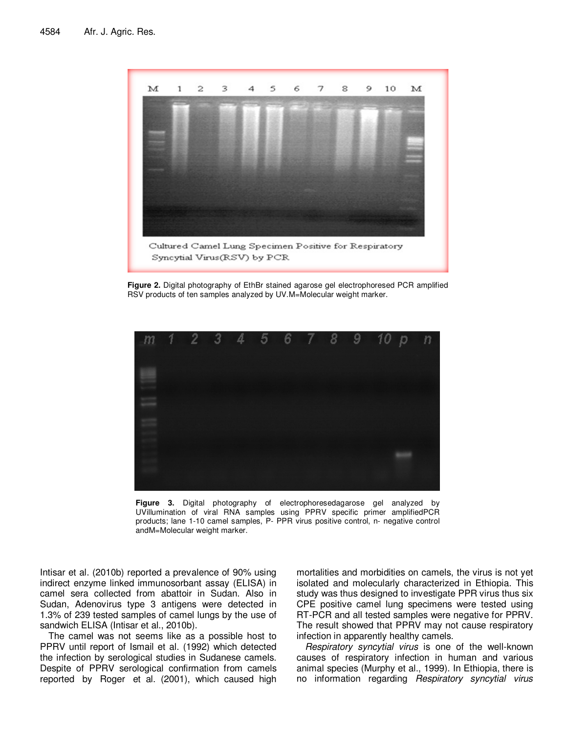**Figure 2.** Digital photography of EthBr stained agarose gel electrophoresed PCR amplified RSV products of ten samples analyzed by UV.M=Molecular weight marker.

**Figure 3.** Digital photography of electrophoresedagarose gel analyzed by UVillumination of viral RNA samples using PPRV specific primer amplifiedPCR products; lane 1-10 camel samples, P- PPR virus positive control, n- negative control andM=Molecular weight marker.

Intisar et al. (2010b) reported a prevalence of 90% using indirect enzyme linked immunosorbant assay (ELISA) in camel sera collected from abattoir in Sudan. Also in Sudan, Adenovirus type 3 antigens were detected in 1.3% of 239 tested samples of camel lungs by the use of sandwich ELISA (Intisar et al., 2010b).

The camel was not seems like as a possible host to PPRV until report of Ismail et al. (1992) which detected the infection by serological studies in Sudanese camels. Despite of PPRV serological confirmation from camels reported by Roger et al. (2001), which caused high mortalities and morbidities on camels, the virus is not yet isolated and molecularly characterized in Ethiopia. This study was thus designed to investigate PPR virus thus six CPE positive camel lung specimens were tested using RT-PCR and all tested samples were negative for PPRV. The result showed that PPRV may not cause respiratory infection in apparently healthy camels.

*Respiratory syncytial virus* is one of the well-known causes of respiratory infection in human and various animal species (Murphy et al., 1999). In Ethiopia, there is no information regarding *Respiratory syncytial virus*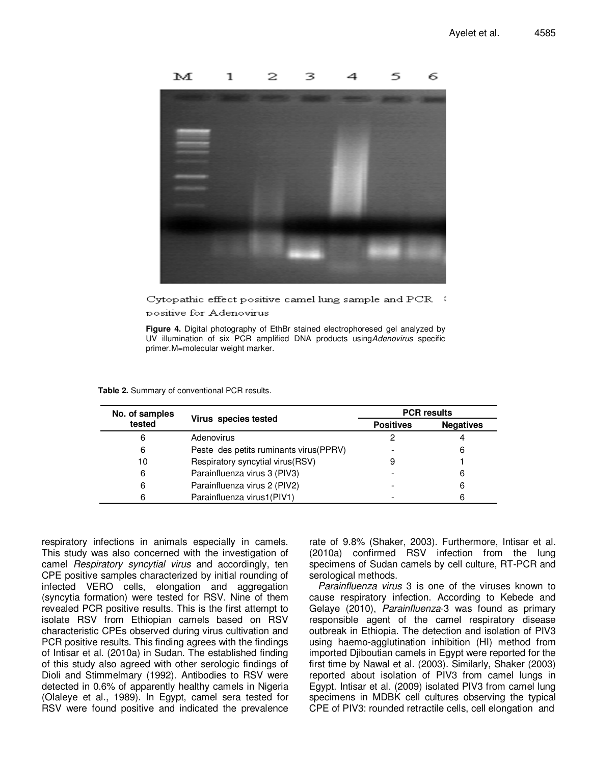Cytopathic effect positive camel lung sample and PCR positive for Adenovirus

**Figure 4.** Digital photography of EthBr stained electrophoresed gel analyzed by UV illumination of six PCR amplified DNA products using *Adenovirus* specific primer. M=molecular weight marker.

**Table 2.** Summary of conventional PCR results.

| No. of samples tested | Virus species tested | PCR results | |
|---|---|---|---|
| | | Positives | Negatives |
| 6 | Adenovirus | 2 | 4 |
| 6 | Peste des petits ruminants virus(PPRV) | - | 6 |
| 10 | Respiratory syncytial virus(RSV) | 9 | 1 |
| 6 | Parainfluenza virus 3 (PIV3) | - | 6 |
| 6 | Parainfluenza virus 2 (PIV2) | - | 6 |
| 6 | Parainfluenza virus1(PIV1) | - | 6 |

respiratory infections in animals especially in camels. This study was also concerned with the investigation of camel *Respiratory syncytial virus* and accordingly, ten CPE positive samples characterized by initial rounding of infected VERO cells, elongation and aggregation (syncytia formation) were tested for RSV. Nine of them revealed PCR positive results. This is the first attempt to isolate RSV from Ethiopian camels based on RSV characteristic CPEs observed during virus cultivation and PCR positive results. This finding agrees with the findings of Intisar et al. (2010a) in Sudan. The established finding of this study also agreed with other serologic findings of Dioli and Stimmelmary (1992). Antibodies to RSV were detected in 0.6% of apparently healthy camels in Nigeria (Olaleye et al., 1989). In Egypt, camel sera tested for RSV were found positive and indicated the prevalence rate of 9.8% (Shaker, 2003). Furthermore, Intisar et al. (2010a) confirmed RSV infection from the lung specimens of Sudan camels by cell culture, RT-PCR and serological methods.

*Parainfluenza virus* 3 is one of the viruses known to cause respiratory infection. According to Kebede and Gelaye (2010), *Parainfluenza*-3 was found as primary responsible agent of the camel respiratory disease outbreak in Ethiopia. The detection and isolation of PIV3 using haemo-agglutination inhibition (HI) method from imported Djiboutian camels in Egypt were reported for the first time by Nawal et al. (2003). Similarly, Shaker (2003) reported about isolation of PIV3 from camel lungs in Egypt. Intisar et al. (2009) isolated PIV3 from camel lung specimens in MDBK cell cultures observing the typical CPE of PIV3: rounded retractile cells, cell elongation and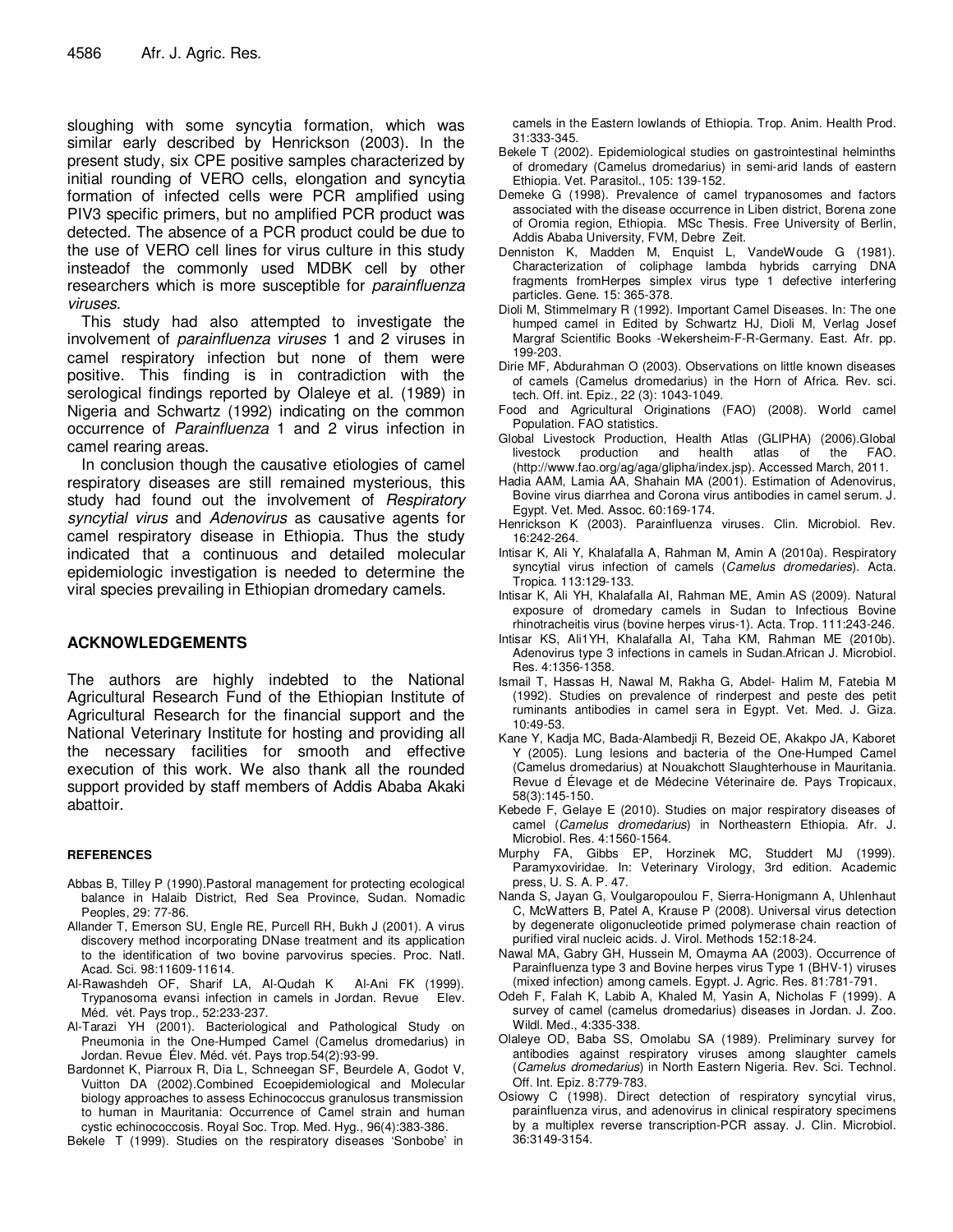sloughing with some syncytia formation, which was similar early described by Henrickson (2003). In the present study, six CPE positive samples characterized by initial rounding of VERO cells, elongation and syncytia formation of infected cells were PCR amplified using PIV3 specific primers, but no amplified PCR product was detected. The absence of a PCR product could be due to the use of VERO cell lines for virus culture in this study insteadof the commonly used MDBK cell by other researchers which is more susceptible for *parainfluenza viruses*.

This study had also attempted to investigate the involvement of *parainfluenza viruses* 1 and 2 viruses in camel respiratory infection but none of them were positive. This finding is in contradiction with the serological findings reported by Olaleye et al. (1989) in Nigeria and Schwartz (1992) indicating on the common occurrence of *Parainfluenza* 1 and 2 virus infection in camel rearing areas.

In conclusion though the causative etiologies of camel respiratory diseases are still remained mysterious, this study had found out the involvement of *Respiratory syncytial virus* and *Adenovirus* as causative agents for camel respiratory disease in Ethiopia. Thus the study indicated that a continuous and detailed molecular epidemiologic investigation is needed to determine the viral species prevailing in Ethiopian dromedary camels.

## ACKNOWLEDGEMENTS

The authors are highly indebted to the National Agricultural Research Fund of the Ethiopian Institute of Agricultural Research for the financial support and the National Veterinary Institute for hosting and providing all the necessary facilities for smooth and effective execution of this work. We also thank all the rounded support provided by staff members of Addis Ababa Akaki abattoir.

## REFERENCES

Abbas B, Tilley P (1990).Pastoral management for protecting ecological balance in Halaib District, Red Sea Province, Sudan. Nomadic Peoples, 29: 77-86.

Allander T, Emerson SU, Engle RE, Purcell RH, Bukh J (2001). A virus discovery method incorporating DNase treatment and its application to the identification of two bovine parvovirus species. Proc. Natl. Acad. Sci. 98:11609-11614.

Al-Rawashdeh OF, Sharif LA, Al-Qudah K Al-Ani FK (1999). Trypanosoma evansi infection in camels in Jordan. Revue Elev. Méd. vét. Pays trop., 52:233-237.

Al-Tarazi YH (2001). Bacteriological and Pathological Study on Pneumonia in the One-Humped Camel (Camelus dromedarius) in Jordan. Revue Élev. Méd. vét. Pays trop.54(2):93-99.

Bardonnet K, Piarroux R, Dia L, Schneegan SF, Beurdele A, Godot V, Vuitton DA (2002).Combined Ecoepidemiological and Molecular biology approaches to assess Echinococcus granulosus transmission to human in Mauritania: Occurrence of Camel strain and human cystic echinococcosis. Royal Soc. Trop. Med. Hyg., 96(4):383-386.

Bekele T (1999). Studies on the respiratory diseases 'Sonbobe' in camels in the Eastern lowlands of Ethiopia. Trop. Anim. Health Prod. 31:333-345.

Bekele T (2002). Epidemiological studies on gastrointestinal helminths of dromedary (Camelus dromedarius) in semi-arid lands of eastern Ethiopia. Vet. Parasitol., 105: 139-152.

Demeke G (1998). Prevalence of camel trypanosomes and factors associated with the disease occurrence in Liben district, Borena zone of Oromia region, Ethiopia. MSc Thesis. Free University of Berlin, Addis Ababa University, FVM, Debre Zeit.

Denniston K, Madden M, Enquist L, VandeWoude G (1981). Characterization of coliphage lambda hybrids carrying DNA fragments fromHerpes simplex virus type 1 defective interfering particles. Gene. 15: 365-378.

Dioli M, Stimmelmary R (1992). Important Camel Diseases. In: The one humped camel in Edited by Schwartz HJ, Dioli M, Verlag Josef Margraf Scientific Books -Wekersheim-F-R-Germany. East. Afr. pp. 199-203.

Dirie MF, Abdurahman O (2003). Observations on little known diseases of camels (Camelus dromedarius) in the Horn of Africa. Rev. sci. tech. Off. int. Epiz., 22 (3): 1043-1049.

Food and Agricultural Originations (FAO) (2008). World camel Population. FAO statistics.

Global Livestock Production, Health Atlas (GLIPHA) (2006).Global livestock production and health atlas of the FAO. (http://www.fao.org/ag/aga/glipha/index.jsp). Accessed March, 2011.

Hadia AAM, Lamia AA, Shahain MA (2001). Estimation of Adenovirus, Bovine virus diarrhea and Corona virus antibodies in camel serum. J. Egypt. Vet. Med. Assoc. 60:169-174.

Henrickson K (2003). Parainfluenza viruses. Clin. Microbiol. Rev. 16:242-264.

Intisar K, Ali Y, Khalafalla A, Rahman M, Amin A (2010a). Respiratory syncytial virus infection of camels (*Camelus dromedaries*). Acta. Tropica. 113:129-133.

Intisar K, Ali YH, Khalafalla AI, Rahman ME, Amin AS (2009). Natural exposure of dromedary camels in Sudan to Infectious Bovine rhinotracheitis virus (bovine herpes virus-1). Acta. Trop. 111:243-246.

Intisar KS, Ali1YH, Khalafalla AI, Taha KM, Rahman ME (2010b). Adenovirus type 3 infections in camels in Sudan.African J. Microbiol. Res. 4:1356-1358.

Ismail T, Hassas H, Nawal M, Rakha G, Abdel- Halim M, Fatebia M (1992). Studies on prevalence of rinderpest and peste des petit ruminants antibodies in camel sera in Egypt. Vet. Med. J. Giza. 10:49-53.

Kane Y, Kadja MC, Bada-Alambedji R, Bezeid OE, Akakpo JA, Kaboret Y (2005). Lung lesions and bacteria of the One-Humped Camel (Camelus dromedarius) at Nouakchott Slaughterhouse in Mauritania. Revue d Élevage et de Médecine Véterinaire de. Pays Tropicaux, 58(3):145-150.

Kebede F, Gelaye E (2010). Studies on major respiratory diseases of camel (*Camelus dromedarius*) in Northeastern Ethiopia. Afr. J. Microbiol. Res. 4:1560-1564.

Murphy FA, Gibbs EP, Horzinek MC, Studdert MJ (1999). Paramyxoviridae. In: Veterinary Virology, 3rd edition. Academic press, U. S. A. P. 47.

Nanda S, Jayan G, Voulgaropoulou F, Sierra-Honigmann A, Uhlenhaut C, McWatters B, Patel A, Krause P (2008). Universal virus detection by degenerate oligonucleotide primed polymerase chain reaction of purified viral nucleic acids. J. Virol. Methods 152:18-24.

Nawal MA, Gabry GH, Hussein M, Omayma AA (2003). Occurrence of Parainfluenza type 3 and Bovine herpes virus Type 1 (BHV-1) viruses (mixed infection) among camels. Egypt. J. Agric. Res. 81:781-791.

Odeh F, Falah K, Labib A, Khaled M, Yasin A, Nicholas F (1999). A survey of camel (camelus dromedarius) diseases in Jordan. J. Zoo. Wildl. Med., 4:335-338.

Olaleye OD, Baba SS, Omolabu SA (1989). Preliminary survey for antibodies against respiratory viruses among slaughter camels (*Camelus dromedarius*) in North Eastern Nigeria. Rev. Sci. Technol. Off. Int. Epiz. 8:779-783.

Osiowy C (1998). Direct detection of respiratory syncytial virus, parainfluenza virus, and adenovirus in clinical respiratory specimens by a multiplex reverse transcription-PCR assay. J. Clin. Microbiol. 36:3149-3154.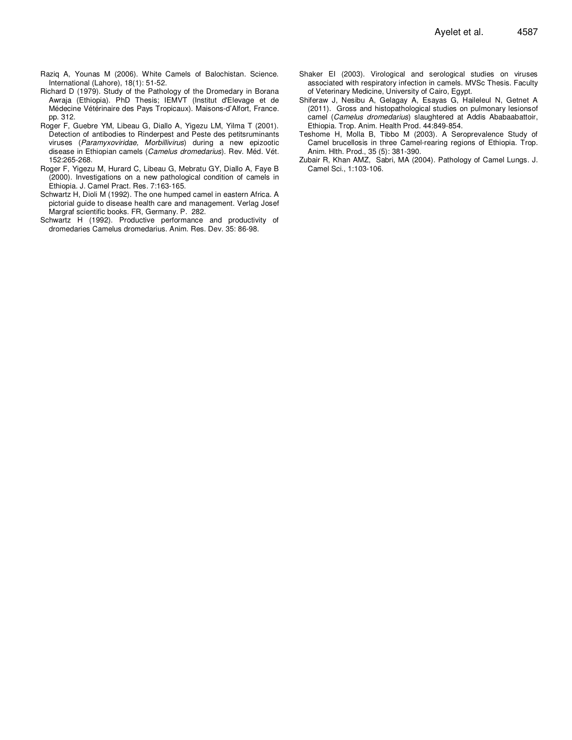Raziq A, Younas M (2006). White Camels of Balochistan. Science. International (Lahore), 18(1): 51-52.

Richard D (1979). Study of the Pathology of the Dromedary in Borana Awraja (Ethiopia). PhD Thesis; IEMVT (Institut d'Elevage et de Médecine Vétérinaire des Pays Tropicaux). Maisons-d'Alfort, France. pp. 312.

Roger F, Guebre YM, Libeau G, Diallo A, Yigezu LM, Yilma T (2001). Detection of antibodies to Rinderpest and Peste des petitsruminants viruses (*Paramyxoviridae, Morbillivirus*) during a new epizootic disease in Ethiopian camels (*Camelus dromedarius*). Rev. Méd. Vét. 152:265-268.

Roger F, Yigezu M, Hurard C, Libeau G, Mebratu GY, Diallo A, Faye B (2000). Investigations on a new pathological condition of camels in Ethiopia. J. Camel Pract. Res. 7:163-165.

Schwartz H, Dioli M (1992). The one humped camel in eastern Africa. A pictorial guide to disease health care and management. Verlag Josef Margraf scientific books. FR, Germany. P. 282.

Schwartz H (1992). Productive performance and productivity of dromedaries Camelus dromedarius. Anim. Res. Dev. 35: 86-98.

Shaker El (2003). Virological and serological studies on viruses associated with respiratory infection in camels. MVSc Thesis. Faculty of Veterinary Medicine, University of Cairo, Egypt.

Shiferaw J, Nesibu A, Gelagay A, Esayas G, Haileleul N, Getnet A (2011). Gross and histopathological studies on pulmonary lesionsof camel (*Camelus dromedarius*) slaughtered at Addis Ababaabattoir, Ethiopia. Trop. Anim. Health Prod. 44:849-854.

Teshome H, Molla B, Tibbo M (2003). A Seroprevalence Study of Camel brucellosis in three Camel-rearing regions of Ethiopia. Trop. Anim. Hlth. Prod., 35 (5): 381-390.

Zubair R, Khan AMZ, Sabri, MA (2004). Pathology of Camel Lungs. J. Camel Sci., 1:103-106.